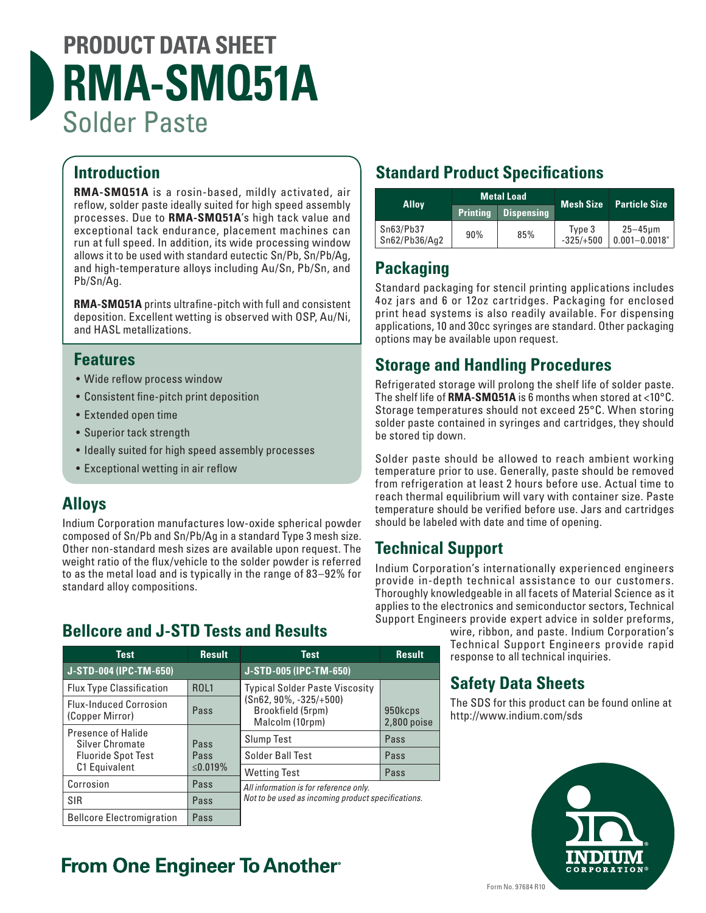# PRODUCT DATA SHEET

# RMA-SMQ51A

## Solder Paste

## Introduction

**RMA-SMQ51A** is a rosin-based, mildly activated, air reflow, solder paste ideally suited for high speed assembly processes. Due to **RMA-SMQ51A**'s high tack value and exceptional tack endurance, placement machines can run at full speed. In addition, its wide processing window allows it to be used with standard eutectic Sn/Pb, Sn/Pb/Ag, and high-temperature alloys including Au/Sn, Pb/Sn, and Pb/Sn/Ag.

**RMA-SMQ51A** prints ultrafine-pitch with full and consistent deposition. Excellent wetting is observed with OSP, Au/Ni, and HASL metallizations.

## Features

- Wide reflow process window
- Consistent fine-pitch print deposition
- Extended open time
- Superior tack strength
- Ideally suited for high speed assembly processes
- Exceptional wetting in air reflow

## Alloys

Indium Corporation manufactures low-oxide spherical powder composed of Sn/Pb and Sn/Pb/Ag in a standard Type 3 mesh size. Other non-standard mesh sizes are available upon request. The weight ratio of the flux/vehicle to the solder powder is referred to as the metal load and is typically in the range of 83–92% for standard alloy compositions.

## Bellcore and J-STD Tests and Results

| Test | Result | Test | Result |
|---|---|---|---|
| **J-STD-004 (IPC-TM-650)** | | **J-STD-005 (IPC-TM-650)** | |
| Flux Type Classification | ROL1 | Typical Solder Paste Viscosity (Sn62, 90%, -325/+500) Brookfield (5rpm) Malcolm (10rpm) | 950kcps 2,800 poise |
| Flux-Induced Corrosion (Copper Mirror) | Pass | | |
| Presence of Halide Silver Chromate Fluoride Spot Test C1 Equivalent | Pass Pass ≤0.019% | Slump Test | Pass |
| | | Solder Ball Test | Pass |
| | | Wetting Test | Pass |
| Corrosion | Pass | | |
| SIR | Pass | | |
| Bellcore Electromigration | Pass | | |

*All information is for reference only. Not to be used as incoming product specifications.*

## Standard Product Specifications

| Alloy | Metal Load | | Mesh Size | Particle Size |
|---|---|---|---|---|
| | Printing | Dispensing | | |
| Sn63/Pb37 Sn62/Pb36/Ag2 | 90% | 85% | Type 3 -325/+500 | 25–45μm 0.001–0.0018" |

## Packaging

Standard packaging for stencil printing applications includes 4oz jars and 6 or 12oz cartridges. Packaging for enclosed print head systems is also readily available. For dispensing applications, 10 and 30cc syringes are standard. Other packaging options may be available upon request.

## Storage and Handling Procedures

Refrigerated storage will prolong the shelf life of solder paste. The shelf life of **RMA-SMQ51A** is 6 months when stored at <10°C. Storage temperatures should not exceed 25°C. When storing solder paste contained in syringes and cartridges, they should be stored tip down.

Solder paste should be allowed to reach ambient working temperature prior to use. Generally, paste should be removed from refrigeration at least 2 hours before use. Actual time to reach thermal equilibrium will vary with container size. Paste temperature should be verified before use. Jars and cartridges should be labeled with date and time of opening.

## Technical Support

Indium Corporation's internationally experienced engineers provide in-depth technical assistance to our customers. Thoroughly knowledgeable in all facets of Material Science as it applies to the electronics and semiconductor sectors, Technical Support Engineers provide expert advice in solder preforms, wire, ribbon, and paste. Indium Corporation's Technical Support Engineers provide rapid response to all technical inquiries.

## Safety Data Sheets

The SDS for this product can be found online at http://www.indium.com/sds

**From One Engineer To Another®**

Form No. 97684 R10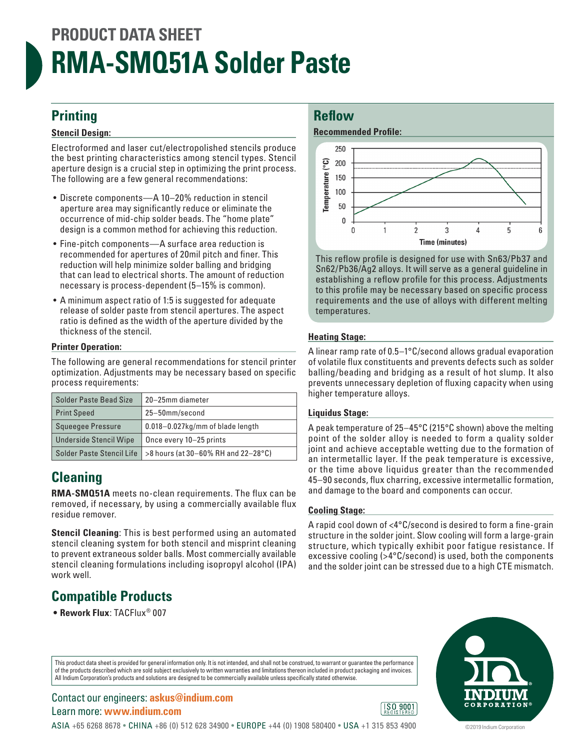# PRODUCT DATA SHEET

# RMA-SMQ51A Solder Paste

## Printing

### Stencil Design:

Electroformed and laser cut/electropolished stencils produce the best printing characteristics among stencil types. Stencil aperture design is a crucial step in optimizing the print process. The following are a few general recommendations:

- Discrete components—A 10–20% reduction in stencil aperture area may significantly reduce or eliminate the occurrence of mid-chip solder beads. The "home plate" design is a common method for achieving this reduction.
- Fine-pitch components—A surface area reduction is recommended for apertures of 20mil pitch and finer. This reduction will help minimize solder balling and bridging that can lead to electrical shorts. The amount of reduction necessary is process-dependent (5–15% is common).
- A minimum aspect ratio of 1:5 is suggested for adequate release of solder paste from stencil apertures. The aspect ratio is defined as the width of the aperture divided by the thickness of the stencil.

### Printer Operation:

The following are general recommendations for stencil printer optimization. Adjustments may be necessary based on specific process requirements:

| | |
|---|---|
| Solder Paste Bead Size | 20–25mm diameter |
| Print Speed | 25–50mm/second |
| Squeegee Pressure | 0.018–0.027kg/mm of blade length |
| Underside Stencil Wipe | Once every 10–25 prints |
| Solder Paste Stencil Life | >8 hours (at 30–60% RH and 22–28°C) |

## Cleaning

**RMA-SMQ51A** meets no-clean requirements. The flux can be removed, if necessary, by using a commercially available flux residue remover.

**Stencil Cleaning**: This is best performed using an automated stencil cleaning system for both stencil and misprint cleaning to prevent extraneous solder balls. Most commercially available stencil cleaning formulations including isopropyl alcohol (IPA) work well.

## Compatible Products

- **Rework Flux**: TACFlux® 007

## Reflow

### Recommended Profile:

Temperature (°C)
250
200
150
100
50
0
0 1 2 3 4 5 6
Time (minutes)

This reflow profile is designed for use with Sn63/Pb37 and Sn62/Pb36/Ag2 alloys. It will serve as a general guideline in establishing a reflow profile for this process. Adjustments to this profile may be necessary based on specific process requirements and the use of alloys with different melting temperatures.

### Heating Stage:

A linear ramp rate of 0.5–1°C/second allows gradual evaporation of volatile flux constituents and prevents defects such as solder balling/beading and bridging as a result of hot slump. It also prevents unnecessary depletion of fluxing capacity when using higher temperature alloys.

### Liquidus Stage:

A peak temperature of 25–45°C (215°C shown) above the melting point of the solder alloy is needed to form a quality solder joint and achieve acceptable wetting due to the formation of an intermetallic layer. If the peak temperature is excessive, or the time above liquidus greater than the recommended 45–90 seconds, flux charring, excessive intermetallic formation, and damage to the board and components can occur.

### Cooling Stage:

A rapid cool down of <4°C/second is desired to form a fine-grain structure in the solder joint. Slow cooling will form a large-grain structure, which typically exhibit poor fatigue resistance. If excessive cooling (>4°C/second) is used, both the components and the solder joint can be stressed due to a high CTE mismatch.

This product data sheet is provided for general information only. It is not intended, and shall not be construed, to warrant or guarantee the performance of the products described which are sold subject exclusively to written warranties and limitations thereon included in product packaging and invoices. All Indium Corporation's products and solutions are designed to be commercially available unless specifically stated otherwise.

Contact our engineers: **askus@indium.com**
Learn more: **www.indium.com**

ISO 9001 REGISTERED

ASIA +65 6268 8678 • CHINA +86 (0) 512 628 34900 • EUROPE +44 (0) 1908 580400 • USA +1 315 853 4900

INDIUM CORPORATION®

©2019 Indium Corporation